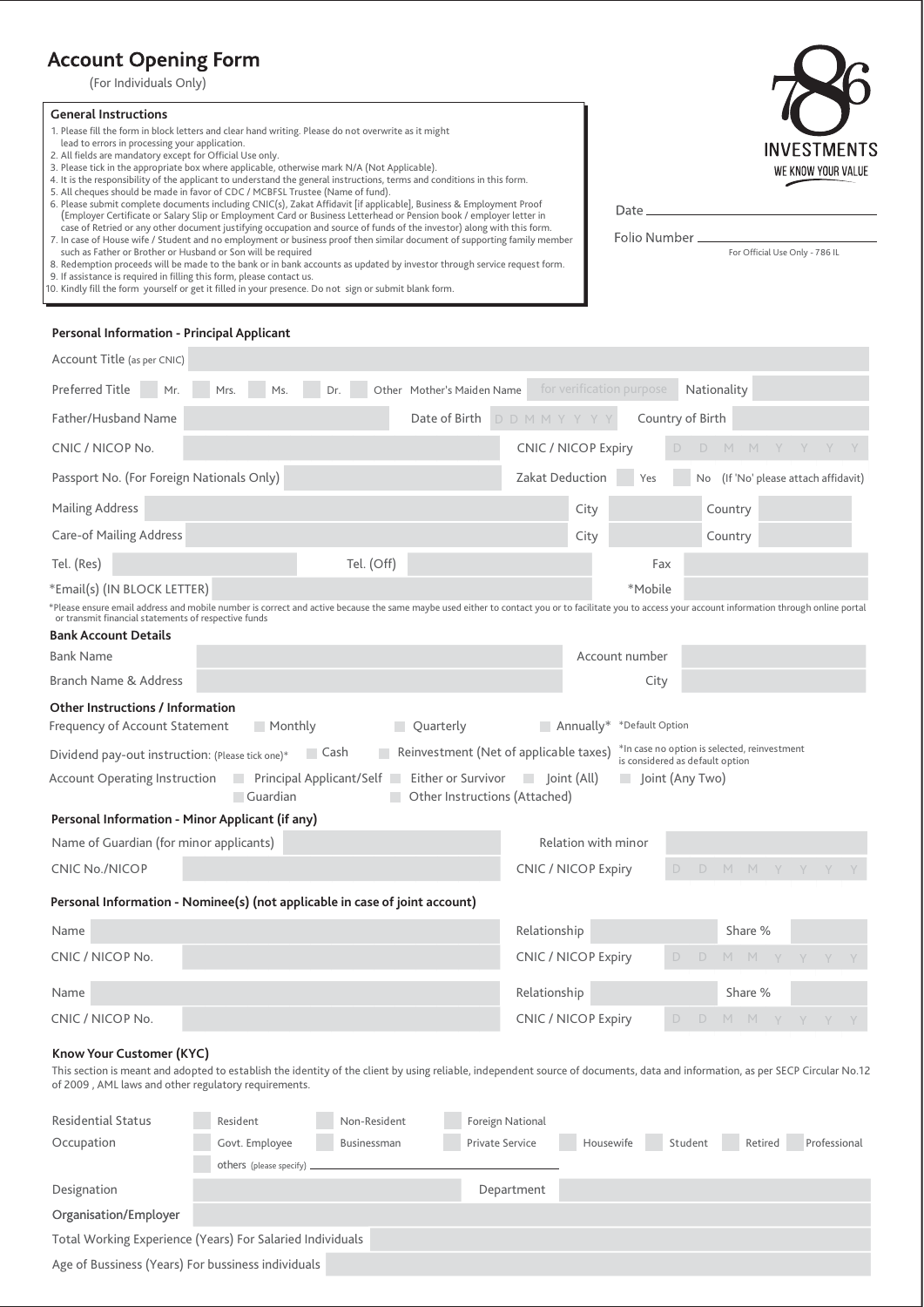# Account Opening Form

(For Individuals Only)

786 INVESTMENTS
WE KNOW YOUR VALUE

Date \_\_\_\_\_\_\_\_\_\_\_\_\_\_\_\_\_\_\_\_

Folio Number \_\_\_\_\_\_\_\_\_\_\_\_\_\_\_\_\_\_\_\_

For Official Use Only - 786 IL

### General Instructions

1. Please fill the form in block letters and clear hand writing. Please do not overwrite as it might lead to errors in processing your application.
2. All fields are mandatory except for Official Use only.
3. Please tick in the appropriate box where applicable, otherwise mark N/A (Not Applicable).
4. It is the responsibility of the applicant to understand the general instructions, terms and conditions in this form.
5. All cheques should be made in favor of CDC / MCBFSL Trustee (Name of fund).
6. Please submit complete documents including CNIC(s), Zakat Affidavit [if applicable], Business & Employment Proof (Employer Certificate or Salary Slip or Employment Card or Business Letterhead or Pension book / employer letter in case of Retried or any other document justifying occupation and source of funds of the investor) along with this form.
7. In case of House wife / Student and no employment or business proof then similar document of supporting family member such as Father or Brother or Husband or Son will be required
8. Redemption proceeds will be made to the bank or in bank accounts as updated by investor through service request form.
9. If assistance is required in filling this form, please contact us.
10. Kindly fill the form yourself or get it filled in your presence. Do not sign or submit blank form.

## Personal Information - Principal Applicant

Account Title (as per CNIC)

Preferred Title ☐ Mr. ☐ Mrs. ☐ Ms. ☐ Dr. ☐ Other Mother's Maiden Name (for verification purpose) Nationality

Father/Husband Name | Date of Birth D D M M Y Y Y Y | Country of Birth

CNIC / NICOP No. | CNIC / NICOP Expiry D D M M Y Y Y Y

Passport No. (For Foreign Nationals Only) | Zakat Deduction ☐ Yes ☐ No (If 'No' please attach affidavit)

Mailing Address | City | Country

Care-of Mailing Address | City | Country

Tel. (Res) | Tel. (Off) | Fax

*Email(s) (IN BLOCK LETTER) | *Mobile

*Please ensure email address and mobile number is correct and active because the same maybe used either to contact you or to facilitate you to access your account information through online portal or transmit financial statements of respective funds

### Bank Account Details

Bank Name | Account number

Branch Name & Address | City

### Other Instructions / Information

Frequency of Account Statement ☐ Monthly ☐ Quarterly ☐ Annually* *Default Option

Dividend pay-out instruction: (Please tick one)* ☐ Cash ☐ Reinvestment (Net of applicable taxes) *In case no option is selected, reinvestment is considered as default option

Account Operating Instruction ☐ Principal Applicant/Self ☐ Either or Survivor ☐ Joint (All) ☐ Joint (Any Two) ☐ Guardian ☐ Other Instructions (Attached)

## Personal Information - Minor Applicant (if any)

Name of Guardian (for minor applicants) | Relation with minor

CNIC No./NICOP | CNIC / NICOP Expiry D D M M Y Y Y Y

## Personal Information - Nominee(s) (not applicable in case of joint account)

Name | Relationship | Share %

CNIC / NICOP No. | CNIC / NICOP Expiry D D M M Y Y Y Y

Name | Relationship | Share %

CNIC / NICOP No. | CNIC / NICOP Expiry D D M M Y Y Y Y

## Know Your Customer (KYC)

This section is meant and adopted to establish the identity of the client by using reliable, independent source of documents, data and information, as per SECP Circular No.12 of 2009 , AML laws and other regulatory requirements.

Residential Status ☐ Resident ☐ Non-Resident ☐ Foreign National

Occupation ☐ Govt. Employee ☐ Businessman ☐ Private Service ☐ Housewife ☐ Student ☐ Retired ☐ Professional

others (please specify) \_\_\_\_\_\_\_\_\_\_\_\_\_\_\_\_\_\_\_\_

Designation | Department

Organisation/Employer

Total Working Experience (Years) For Salaried Individuals

Age of Bussiness (Years) For bussiness individuals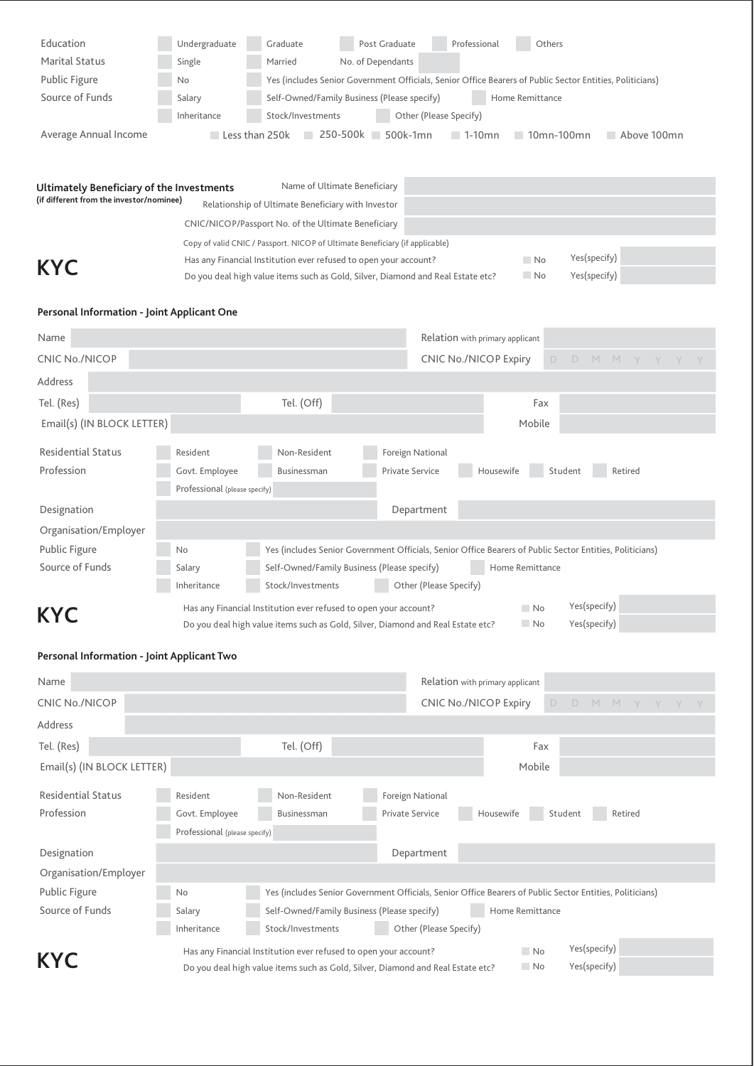| | |
|---|---|
| Education | ☐ Undergraduate ☐ Graduate ☐ Post Graduate ☐ Professional ☐ Others |
| Marital Status | ☐ Single ☐ Married No. of Dependants |
| Public Figure | ☐ No ☐ Yes (includes Senior Government Officials, Senior Office Bearers of Public Sector Entities, Politicians) |
| Source of Funds | ☐ Salary ☐ Self-Owned/Family Business (Please specify) ☐ Home Remittance |
| | ☐ Inheritance ☐ Stock/Investments ☐ Other (Please Specify) |
| Average Annual Income | ☐ Less than 250k ☐ 250-500k ☐ 500k-1mn ☐ 1-10mn ☐ 10mn-100mn ☐ Above 100mn |

**Ultimately Beneficiary of the Investments**
**(if different from the investor/nominee)**

| | |
|---|---|
| Name of Ultimate Beneficiary | |
| Relationship of Ultimate Beneficiary with Investor | |
| CNIC/NICOP/Passport No. of the Ultimate Beneficiary | |
| Copy of valid CNIC / Passport. NICOP of Ultimate Beneficiary (if applicable) | |

## KYC

| | | |
|---|---|---|
| Has any Financial Institution ever refused to open your account? | ☐ No | Yes(specify) |
| Do you deal high value items such as Gold, Silver, Diamond and Real Estate etc? | ☐ No | Yes(specify) |

### Personal Information - Joint Applicant One

| | | | |
|---|---|---|---|
| Name | | Relation with primary applicant | |
| CNIC No./NICOP | | CNIC No./NICOP Expiry | D D M M Y Y Y Y |
| Address | | | |
| Tel. (Res) | | Tel. (Off) | |
| Fax | | | |
| Email(s) (IN BLOCK LETTER) | | Mobile | |

| | |
|---|---|
| Residential Status | ☐ Resident ☐ Non-Resident ☐ Foreign National |
| Profession | ☐ Govt. Employee ☐ Businessman ☐ Private Service ☐ Housewife ☐ Student ☐ Retired |
| | ☐ Professional (please specify) |
| Designation | Department |
| Organisation/Employer | |
| Public Figure | ☐ No ☐ Yes (includes Senior Government Officials, Senior Office Bearers of Public Sector Entities, Politicians) |
| Source of Funds | ☐ Salary ☐ Self-Owned/Family Business (Please specify) ☐ Home Remittance |
| | ☐ Inheritance ☐ Stock/Investments ☐ Other (Please Specify) |

## KYC

| | | |
|---|---|---|
| Has any Financial Institution ever refused to open your account? | ☐ No | Yes(specify) |
| Do you deal high value items such as Gold, Silver, Diamond and Real Estate etc? | ☐ No | Yes(specify) |

### Personal Information - Joint Applicant Two

| | | | |
|---|---|---|---|
| Name | | Relation with primary applicant | |
| CNIC No./NICOP | | CNIC No./NICOP Expiry | D D M M Y Y Y Y |
| Address | | | |
| Tel. (Res) | | Tel. (Off) | |
| Fax | | | |
| Email(s) (IN BLOCK LETTER) | | Mobile | |

| | |
|---|---|
| Residential Status | ☐ Resident ☐ Non-Resident ☐ Foreign National |
| Profession | ☐ Govt. Employee ☐ Businessman ☐ Private Service ☐ Housewife ☐ Student ☐ Retired |
| | ☐ Professional (please specify) |
| Designation | Department |
| Organisation/Employer | |
| Public Figure | ☐ No ☐ Yes (includes Senior Government Officials, Senior Office Bearers of Public Sector Entities, Politicians) |
| Source of Funds | ☐ Salary ☐ Self-Owned/Family Business (Please specify) ☐ Home Remittance |
| | ☐ Inheritance ☐ Stock/Investments ☐ Other (Please Specify) |

## KYC

| | | |
|---|---|---|
| Has any Financial Institution ever refused to open your account? | ☐ No | Yes(specify) |
| Do you deal high value items such as Gold, Silver, Diamond and Real Estate etc? | ☐ No | Yes(specify) |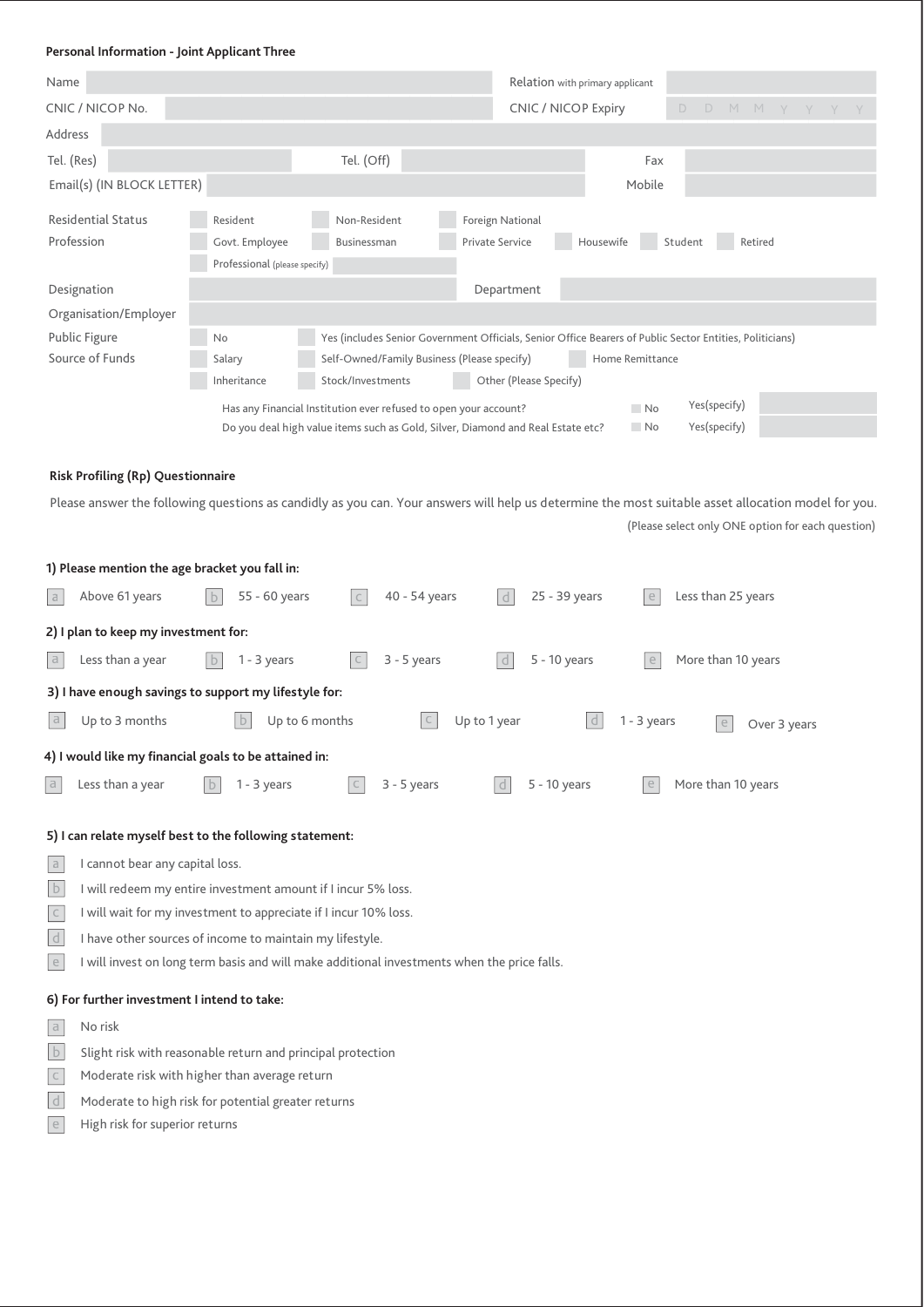### Personal Information - Joint Applicant Three

| | | | |
|---|---|---|---|
| Name | | Relation with primary applicant | |
| CNIC / NICOP No. | | CNIC / NICOP Expiry | D D M M Y Y Y Y |
| Address | | | |

| | | | | | |
|---|---|---|---|---|---|
| Tel. (Res) | | Tel. (Off) | | Fax | |
| Email(s) (IN BLOCK LETTER) | | | | Mobile | |

**Residential Status:** Resident / Non-Resident / Foreign National

**Profession:** Govt. Employee / Businessman / Private Service / Housewife / Student / Retired / Professional (please specify)

| | | | |
|---|---|---|---|
| Designation | | Department | |
| Organisation/Employer | | | |

**Public Figure:** No / Yes (includes Senior Government Officials, Senior Office Bearers of Public Sector Entities, Politicians)

**Source of Funds:** Salary / Self-Owned/Family Business (Please specify) / Home Remittance / Inheritance / Stock/Investments / Other (Please Specify)

Has any Financial Institution ever refused to open your account? No / Yes(specify)

Do you deal high value items such as Gold, Silver, Diamond and Real Estate etc? No / Yes(specify)

### Risk Profiling (Rp) Questionnaire

Please answer the following questions as candidly as you can. Your answers will help us determine the most suitable asset allocation model for you.

(Please select only ONE option for each question)

**1) Please mention the age bracket you fall in:**

a Above 61 years  b 55 - 60 years  c 40 - 54 years  d 25 - 39 years  e Less than 25 years

**2) I plan to keep my investment for:**

a Less than a year  b 1 - 3 years  c 3 - 5 years  d 5 - 10 years  e More than 10 years

**3) I have enough savings to support my lifestyle for:**

a Up to 3 months  b Up to 6 months  c Up to 1 year  d 1 - 3 years  e Over 3 years

**4) I would like my financial goals to be attained in:**

a Less than a year  b 1 - 3 years  c 3 - 5 years  d 5 - 10 years  e More than 10 years

**5) I can relate myself best to the following statement:**

- a I cannot bear any capital loss.
- b I will redeem my entire investment amount if I incur 5% loss.
- c I will wait for my investment to appreciate if I incur 10% loss.
- d I have other sources of income to maintain my lifestyle.
- e I will invest on long term basis and will make additional investments when the price falls.

**6) For further investment I intend to take:**

- a No risk
- b Slight risk with reasonable return and principal protection
- c Moderate risk with higher than average return
- d Moderate to high risk for potential greater returns
- e High risk for superior returns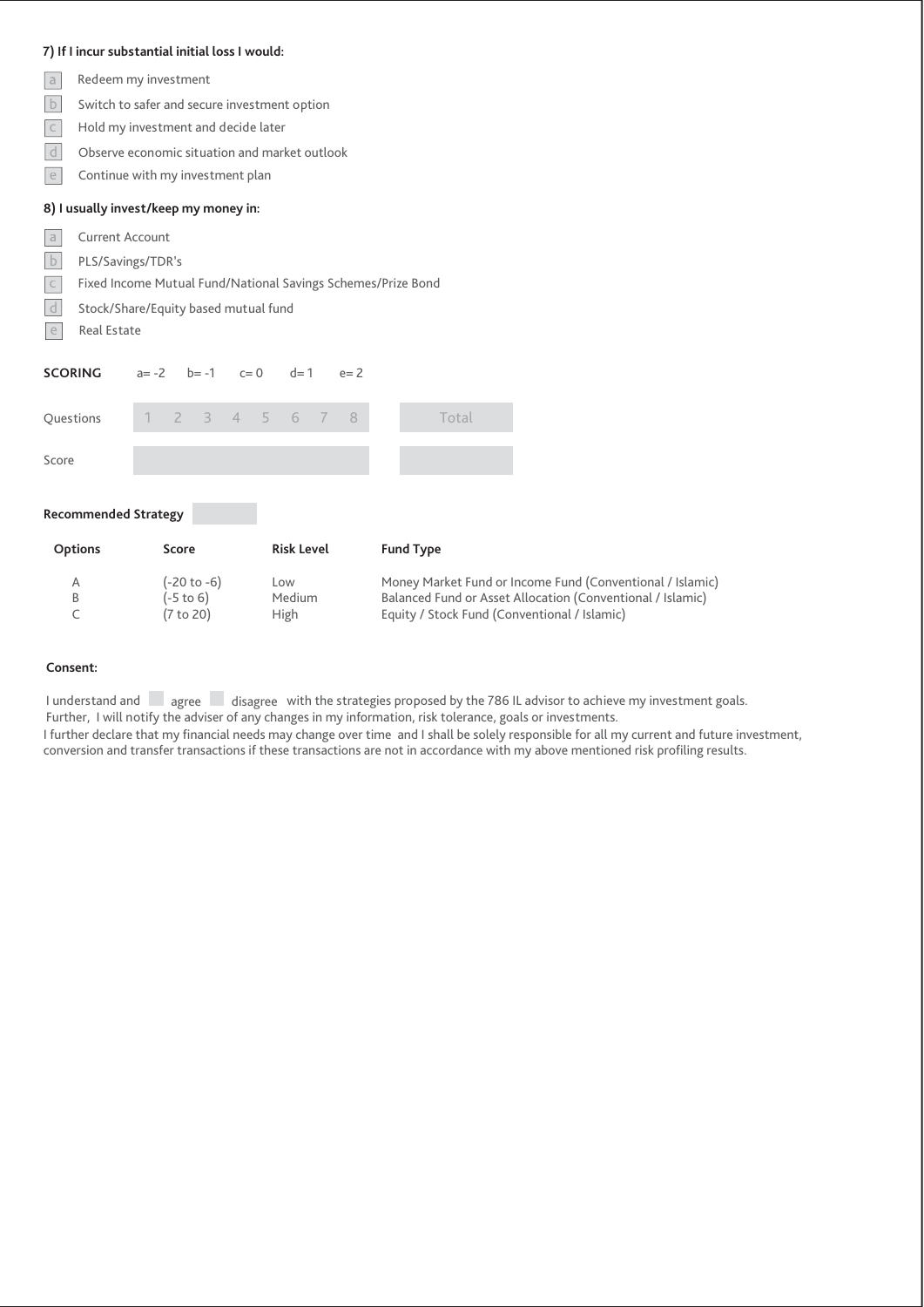**7) If I incur substantial initial loss I would:**

- a Redeem my investment
- b Switch to safer and secure investment option
- c Hold my investment and decide later
- d Observe economic situation and market outlook
- e Continue with my investment plan

**8) I usually invest/keep my money in:**

- a Current Account
- b PLS/Savings/TDR's
- c Fixed Income Mutual Fund/National Savings Schemes/Prize Bond
- d Stock/Share/Equity based mutual fund
- e Real Estate

**SCORING** a= -2 b= -1 c= 0 d= 1 e= 2

| Questions | 1 | 2 | 3 | 4 | 5 | 6 | 7 | 8 | Total |
|---|---|---|---|---|---|---|---|---|---|
| Score | | | | | | | | | |

**Recommended Strategy**

| Options | Score | Risk Level | Fund Type |
|---|---|---|---|
| A | (-20 to -6) | Low | Money Market Fund or Income Fund (Conventional / Islamic) |
| B | (-5 to 6) | Medium | Balanced Fund or Asset Allocation (Conventional / Islamic) |
| C | (7 to 20) | High | Equity / Stock Fund (Conventional / Islamic) |

**Consent:**

I understand and ☐ agree ☐ disagree with the strategies proposed by the 786 IL advisor to achieve my investment goals. Further, I will notify the adviser of any changes in my information, risk tolerance, goals or investments.

I further declare that my financial needs may change over time and I shall be solely responsible for all my current and future investment, conversion and transfer transactions if these transactions are not in accordance with my above mentioned risk profiling results.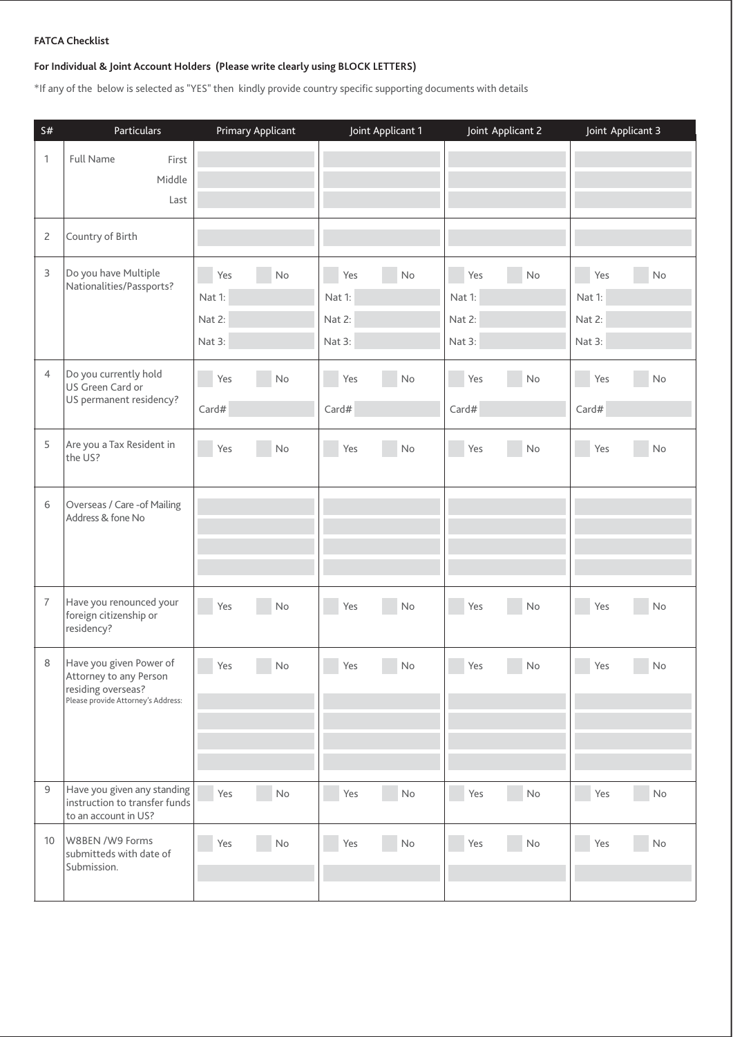**FATCA Checklist**

**For Individual & Joint Account Holders (Please write clearly using BLOCK LETTERS)**

*If any of the below is selected as "YES" then kindly provide country specific supporting documents with details

| S# | Particulars | Primary Applicant | Joint Applicant 1 | Joint Applicant 2 | Joint Applicant 3 |
|---|---|---|---|---|---|
| 1 | Full Name First | | | | |
| | Middle | | | | |
| | Last | | | | |
| 2 | Country of Birth | | | | |
| 3 | Do you have Multiple Nationalities/Passports? | Yes No | Yes No | Yes No | Yes No |
| | | Nat 1: | Nat 1: | Nat 1: | Nat 1: |
| | | Nat 2: | Nat 2: | Nat 2: | Nat 2: |
| | | Nat 3: | Nat 3: | Nat 3: | Nat 3: |
| 4 | Do you currently hold US Green Card or US permanent residency? | Yes No | Yes No | Yes No | Yes No |
| | | Card# | Card# | Card# | Card# |
| 5 | Are you a Tax Resident in the US? | Yes No | Yes No | Yes No | Yes No |
| 6 | Overseas / Care -of Mailing Address & fone No | | | | |
| 7 | Have you renounced your foreign citizenship or residency? | Yes No | Yes No | Yes No | Yes No |
| 8 | Have you given Power of Attorney to any Person residing overseas? Please provide Attorney's Address: | Yes No | Yes No | Yes No | Yes No |
| 9 | Have you given any standing instruction to transfer funds to an account in US? | Yes No | Yes No | Yes No | Yes No |
| 10 | W8BEN /W9 Forms submitteds with date of Submission. | Yes No | Yes No | Yes No | Yes No |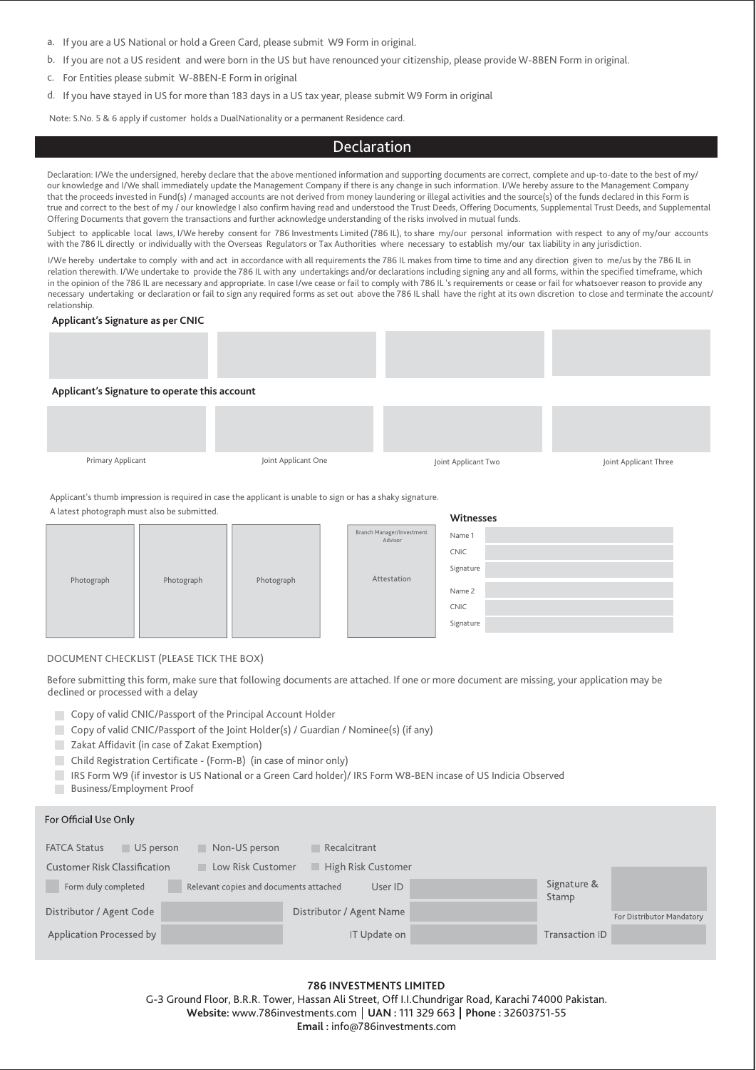a. If you are a US National or hold a Green Card, please submit W9 Form in original.

b. If you are not a US resident and were born in the US but have renounced your citizenship, please provide W-8BEN Form in original.

c. For Entities please submit W-8BEN-E Form in original

d. If you have stayed in US for more than 183 days in a US tax year, please submit W9 Form in original

Note: S.No. 5 & 6 apply if customer holds a DualNationality or a permanent Residence card.

## Declaration

Declaration: I/We the undersigned, hereby declare that the above mentioned information and supporting documents are correct, complete and up-to-date to the best of my/ our knowledge and I/We shall immediately update the Management Company if there is any change in such information. I/We hereby assure to the Management Company that the proceeds invested in Fund(s) / managed accounts are not derived from money laundering or illegal activities and the source(s) of the funds declared in this Form is true and correct to the best of my / our knowledge I also confirm having read and understood the Trust Deeds, Offering Documents, Supplemental Trust Deeds, and Supplemental Offering Documents that govern the transactions and further acknowledge understanding of the risks involved in mutual funds.

Subject to applicable local laws, I/We hereby consent for 786 Investments Limited (786 IL), to share my/our personal information with respect to any of my/our accounts with the 786 IL directly or individually with the Overseas Regulators or Tax Authorities where necessary to establish my/our tax liability in any jurisdiction.

I/We hereby undertake to comply with and act in accordance with all requirements the 786 IL makes from time to time and any direction given to me/us by the 786 IL in relation therewith. I/We undertake to provide the 786 IL with any undertakings and/or declarations including signing any and all forms, within the specified timeframe, which in the opinion of the 786 IL are necessary and appropriate. In case I/we cease or fail to comply with 786 IL 's requirements or cease or fail for whatsoever reason to provide any necessary undertaking or declaration or fail to sign any required forms as set out above the 786 IL shall have the right at its own discretion to close and terminate the account/ relationship.

**Applicant's Signature as per CNIC**

| | | | |
|---|---|---|---|
| | | | |

**Applicant's Signature to operate this account**

| | | | |
|---|---|---|---|
| | | | |
| Primary Applicant | Joint Applicant One | Joint Applicant Two | Joint Applicant Three |

Applicant's thumb impression is required in case the applicant is unable to sign or has a shaky signature.
A latest photograph must also be submitted.

| Photograph | Photograph | Photograph | Branch Manager/Investment Advisor Attestation |
|---|---|---|---|

**Witnesses**

| | |
|---|---|
| Name 1 | |
| CNIC | |
| Signature | |
| Name 2 | |
| CNIC | |
| Signature | |

DOCUMENT CHECKLIST (PLEASE TICK THE BOX)

Before submitting this form, make sure that following documents are attached. If one or more document are missing, your application may be declined or processed with a delay

- ☐ Copy of valid CNIC/Passport of the Principal Account Holder
- ☐ Copy of valid CNIC/Passport of the Joint Holder(s) / Guardian / Nominee(s) (if any)
- ☐ Zakat Affidavit (in case of Zakat Exemption)
- ☐ Child Registration Certificate - (Form-B) (in case of minor only)
- ☐ IRS Form W9 (if investor is US National or a Green Card holder)/ IRS Form W8-BEN incase of US Indicia Observed
- ☐ Business/Employment Proof

For Official Use Only

FATCA Status ☐ US person ☐ Non-US person ☐ Recalcitrant

Customer Risk Classification ☐ Low Risk Customer ☐ High Risk Customer

| | | | | |
|---|---|---|---|---|
| ☐ Form duly completed | ☐ Relevant copies and documents attached | User ID | | Signature & Stamp |
| Distributor / Agent Code | | Distributor / Agent Name | | For Distributor Mandatory |
| Application Processed by | | IT Update on | | Transaction ID |

**786 INVESTMENTS LIMITED**
G-3 Ground Floor, B.R.R. Tower, Hassan Ali Street, Off I.I.Chundrigar Road, Karachi 74000 Pakistan.
**Website:** www.786investments.com | **UAN :** 111 329 663 | **Phone :** 32603751-55
**Email :** info@786investments.com